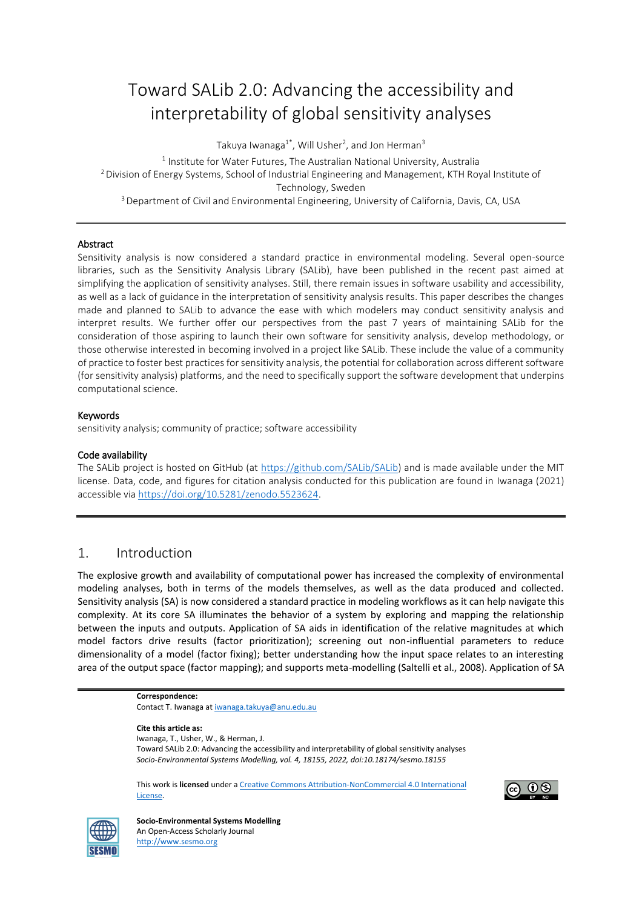# Toward SALib 2.0: Advancing the accessibility and interpretability of global sensitivity analyses

Takuya Iwanaga[1*], Will Usher[2], and Jon Herman[3]

[1] Institute for Water Futures, The Australian National University, Australia
[2] Division of Energy Systems, School of Industrial Engineering and Management, KTH Royal Institute of Technology, Sweden
[3] Department of Civil and Environmental Engineering, University of California, Davis, CA, USA

## Abstract

Sensitivity analysis is now considered a standard practice in environmental modeling. Several open-source libraries, such as the Sensitivity Analysis Library (SALib), have been published in the recent past aimed at simplifying the application of sensitivity analyses. Still, there remain issues in software usability and accessibility, as well as a lack of guidance in the interpretation of sensitivity analysis results. This paper describes the changes made and planned to SALib to advance the ease with which modelers may conduct sensitivity analysis and interpret results. We further offer our perspectives from the past 7 years of maintaining SALib for the consideration of those aspiring to launch their own software for sensitivity analysis, develop methodology, or those otherwise interested in becoming involved in a project like SALib. These include the value of a community of practice to foster best practices for sensitivity analysis, the potential for collaboration across different software (for sensitivity analysis) platforms, and the need to specifically support the software development that underpins computational science.

## Keywords

sensitivity analysis; community of practice; software accessibility

## Code availability

The SALib project is hosted on GitHub (at https://github.com/SALib/SALib) and is made available under the MIT license. Data, code, and figures for citation analysis conducted for this publication are found in Iwanaga (2021) accessible via https://doi.org/10.5281/zenodo.5523624.

## 1. Introduction

The explosive growth and availability of computational power has increased the complexity of environmental modeling analyses, both in terms of the models themselves, as well as the data produced and collected. Sensitivity analysis (SA) is now considered a standard practice in modeling workflows as it can help navigate this complexity. At its core SA illuminates the behavior of a system by exploring and mapping the relationship between the inputs and outputs. Application of SA aids in identification of the relative magnitudes at which model factors drive results (factor prioritization); screening out non-influential parameters to reduce dimensionality of a model (factor fixing); better understanding how the input space relates to an interesting area of the output space (factor mapping); and supports meta-modelling (Saltelli et al., 2008). Application of SA

**Correspondence:**
Contact T. Iwanaga at iwanaga.takuya@anu.edu.au

**Cite this article as:**
Iwanaga, T., Usher, W., & Herman, J.
Toward SALib 2.0: Advancing the accessibility and interpretability of global sensitivity analyses
*Socio-Environmental Systems Modelling, vol. 4, 18155, 2022, doi:10.18174/sesmo.18155*

This work is **licensed** under a Creative Commons Attribution-NonCommercial 4.0 International License.

**Socio-Environmental Systems Modelling**
An Open-Access Scholarly Journal
http://www.sesmo.org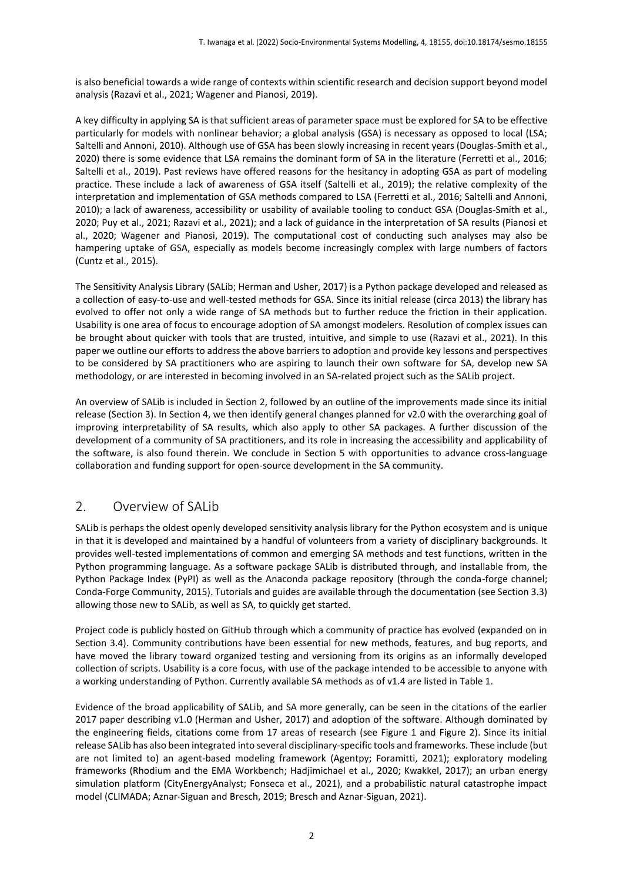is also beneficial towards a wide range of contexts within scientific research and decision support beyond model analysis (Razavi et al., 2021; Wagener and Pianosi, 2019).

A key difficulty in applying SA is that sufficient areas of parameter space must be explored for SA to be effective particularly for models with nonlinear behavior; a global analysis (GSA) is necessary as opposed to local (LSA; Saltelli and Annoni, 2010). Although use of GSA has been slowly increasing in recent years (Douglas-Smith et al., 2020) there is some evidence that LSA remains the dominant form of SA in the literature (Ferretti et al., 2016; Saltelli et al., 2019). Past reviews have offered reasons for the hesitancy in adopting GSA as part of modeling practice. These include a lack of awareness of GSA itself (Saltelli et al., 2019); the relative complexity of the interpretation and implementation of GSA methods compared to LSA (Ferretti et al., 2016; Saltelli and Annoni, 2010); a lack of awareness, accessibility or usability of available tooling to conduct GSA (Douglas-Smith et al., 2020; Puy et al., 2021; Razavi et al., 2021); and a lack of guidance in the interpretation of SA results (Pianosi et al., 2020; Wagener and Pianosi, 2019). The computational cost of conducting such analyses may also be hampering uptake of GSA, especially as models become increasingly complex with large numbers of factors (Cuntz et al., 2015).

The Sensitivity Analysis Library (SALib; Herman and Usher, 2017) is a Python package developed and released as a collection of easy-to-use and well-tested methods for GSA. Since its initial release (circa 2013) the library has evolved to offer not only a wide range of SA methods but to further reduce the friction in their application. Usability is one area of focus to encourage adoption of SA amongst modelers. Resolution of complex issues can be brought about quicker with tools that are trusted, intuitive, and simple to use (Razavi et al., 2021). In this paper we outline our efforts to address the above barriers to adoption and provide key lessons and perspectives to be considered by SA practitioners who are aspiring to launch their own software for SA, develop new SA methodology, or are interested in becoming involved in an SA-related project such as the SALib project.

An overview of SALib is included in Section 2, followed by an outline of the improvements made since its initial release (Section 3). In Section 4, we then identify general changes planned for v2.0 with the overarching goal of improving interpretability of SA results, which also apply to other SA packages. A further discussion of the development of a community of SA practitioners, and its role in increasing the accessibility and applicability of the software, is also found therein. We conclude in Section 5 with opportunities to advance cross-language collaboration and funding support for open-source development in the SA community.

## 2. Overview of SALib

SALib is perhaps the oldest openly developed sensitivity analysis library for the Python ecosystem and is unique in that it is developed and maintained by a handful of volunteers from a variety of disciplinary backgrounds. It provides well-tested implementations of common and emerging SA methods and test functions, written in the Python programming language. As a software package SALib is distributed through, and installable from, the Python Package Index (PyPI) as well as the Anaconda package repository (through the conda-forge channel; Conda-Forge Community, 2015). Tutorials and guides are available through the documentation (see Section 3.3) allowing those new to SALib, as well as SA, to quickly get started.

Project code is publicly hosted on GitHub through which a community of practice has evolved (expanded on in Section 3.4). Community contributions have been essential for new methods, features, and bug reports, and have moved the library toward organized testing and versioning from its origins as an informally developed collection of scripts. Usability is a core focus, with use of the package intended to be accessible to anyone with a working understanding of Python. Currently available SA methods as of v1.4 are listed in Table 1.

Evidence of the broad applicability of SALib, and SA more generally, can be seen in the citations of the earlier 2017 paper describing v1.0 (Herman and Usher, 2017) and adoption of the software. Although dominated by the engineering fields, citations come from 17 areas of research (see Figure 1 and Figure 2). Since its initial release SALib has also been integrated into several disciplinary-specific tools and frameworks. These include (but are not limited to) an agent-based modeling framework (Agentpy; Foramitti, 2021); exploratory modeling frameworks (Rhodium and the EMA Workbench; Hadjimichael et al., 2020; Kwakkel, 2017); an urban energy simulation platform (CityEnergyAnalyst; Fonseca et al., 2021), and a probabilistic natural catastrophe impact model (CLIMADA; Aznar-Siguan and Bresch, 2019; Bresch and Aznar-Siguan, 2021).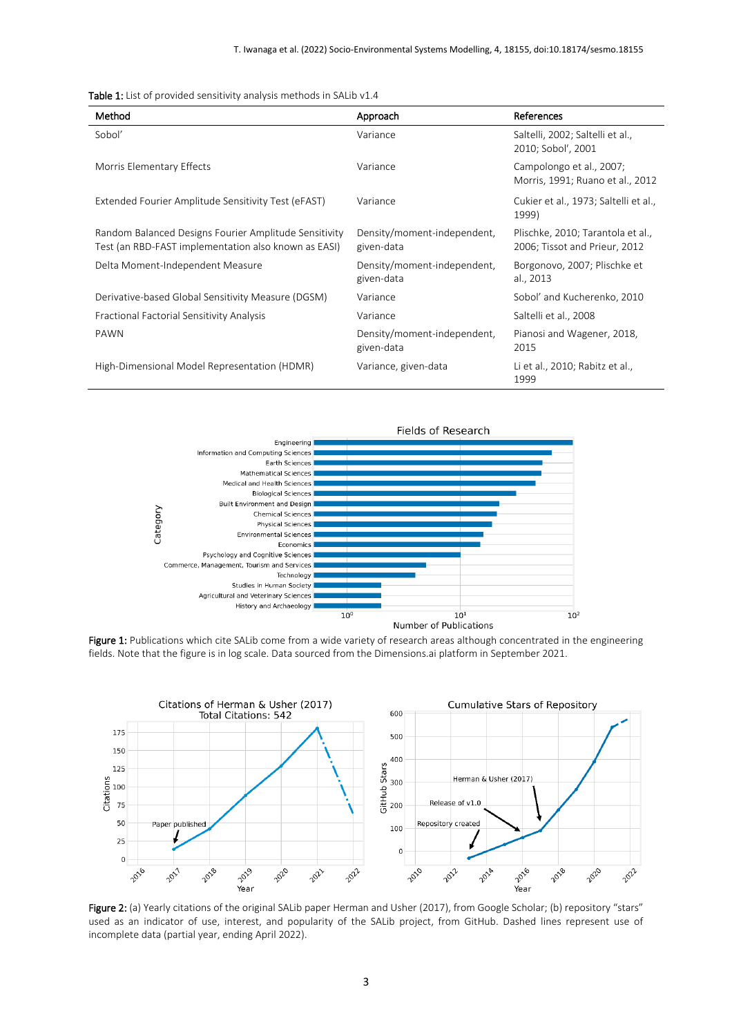Table 1: List of provided sensitivity analysis methods in SALib v1.4

| Method | Approach | References |
|---|---|---|
| Sobol' | Variance | Saltelli, 2002; Saltelli et al., 2010; Sobol', 2001 |
| Morris Elementary Effects | Variance | Campolongo et al., 2007; Morris, 1991; Ruano et al., 2012 |
| Extended Fourier Amplitude Sensitivity Test (eFAST) | Variance | Cukier et al., 1973; Saltelli et al., 1999) |
| Random Balanced Designs Fourier Amplitude Sensitivity Test (an RBD-FAST implementation also known as EASI) | Density/moment-independent, given-data | Plischke, 2010; Tarantola et al., 2006; Tissot and Prieur, 2012 |
| Delta Moment-Independent Measure | Density/moment-independent, given-data | Borgonovo, 2007; Plischke et al., 2013 |
| Derivative-based Global Sensitivity Measure (DGSM) | Variance | Sobol' and Kucherenko, 2010 |
| Fractional Factorial Sensitivity Analysis | Variance | Saltelli et al., 2008 |
| PAWN | Density/moment-independent, given-data | Pianosi and Wagener, 2018, 2015 |
| High-Dimensional Model Representation (HDMR) | Variance, given-data | Li et al., 2010; Rabitz et al., 1999 |

Figure 1: Publications which cite SALib come from a wide variety of research areas although concentrated in the engineering fields. Note that the figure is in log scale. Data sourced from the Dimensions.ai platform in September 2021.

Figure 2: (a) Yearly citations of the original SALib paper Herman and Usher (2017), from Google Scholar; (b) repository "stars" used as an indicator of use, interest, and popularity of the SALib project, from GitHub. Dashed lines represent use of incomplete data (partial year, ending April 2022).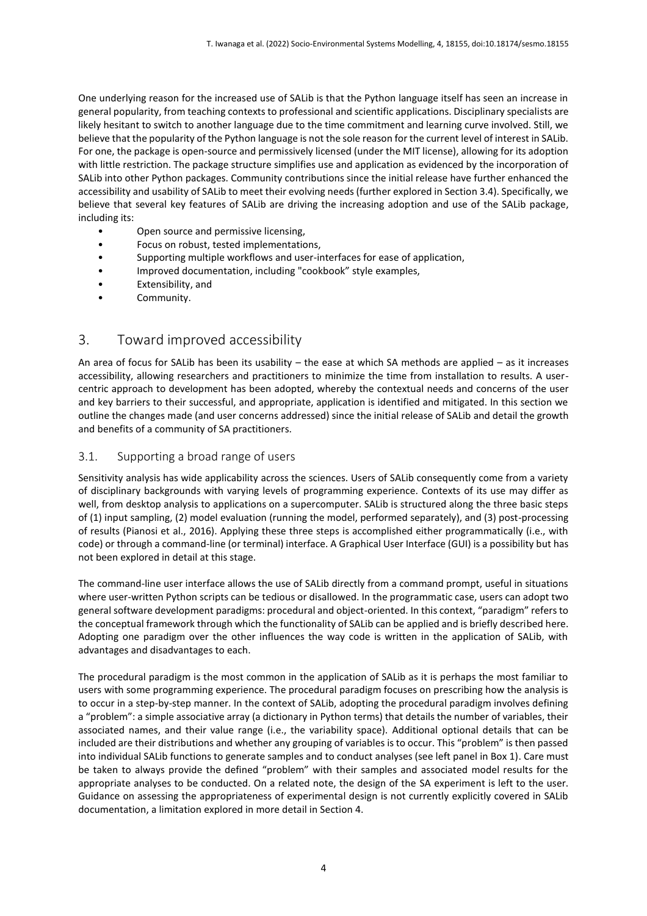One underlying reason for the increased use of SALib is that the Python language itself has seen an increase in general popularity, from teaching contexts to professional and scientific applications. Disciplinary specialists are likely hesitant to switch to another language due to the time commitment and learning curve involved. Still, we believe that the popularity of the Python language is not the sole reason for the current level of interest in SALib. For one, the package is open-source and permissively licensed (under the MIT license), allowing for its adoption with little restriction. The package structure simplifies use and application as evidenced by the incorporation of SALib into other Python packages. Community contributions since the initial release have further enhanced the accessibility and usability of SALib to meet their evolving needs (further explored in Section 3.4). Specifically, we believe that several key features of SALib are driving the increasing adoption and use of the SALib package, including its:

- Open source and permissive licensing,
- Focus on robust, tested implementations,
- Supporting multiple workflows and user-interfaces for ease of application,
- Improved documentation, including "cookbook" style examples,
- Extensibility, and
- Community.

# 3. Toward improved accessibility

An area of focus for SALib has been its usability – the ease at which SA methods are applied – as it increases accessibility, allowing researchers and practitioners to minimize the time from installation to results. A user-centric approach to development has been adopted, whereby the contextual needs and concerns of the user and key barriers to their successful, and appropriate, application is identified and mitigated. In this section we outline the changes made (and user concerns addressed) since the initial release of SALib and detail the growth and benefits of a community of SA practitioners.

## 3.1. Supporting a broad range of users

Sensitivity analysis has wide applicability across the sciences. Users of SALib consequently come from a variety of disciplinary backgrounds with varying levels of programming experience. Contexts of its use may differ as well, from desktop analysis to applications on a supercomputer. SALib is structured along the three basic steps of (1) input sampling, (2) model evaluation (running the model, performed separately), and (3) post-processing of results (Pianosi et al., 2016). Applying these three steps is accomplished either programmatically (i.e., with code) or through a command-line (or terminal) interface. A Graphical User Interface (GUI) is a possibility but has not been explored in detail at this stage.

The command-line user interface allows the use of SALib directly from a command prompt, useful in situations where user-written Python scripts can be tedious or disallowed. In the programmatic case, users can adopt two general software development paradigms: procedural and object-oriented. In this context, "paradigm" refers to the conceptual framework through which the functionality of SALib can be applied and is briefly described here. Adopting one paradigm over the other influences the way code is written in the application of SALib, with advantages and disadvantages to each.

The procedural paradigm is the most common in the application of SALib as it is perhaps the most familiar to users with some programming experience. The procedural paradigm focuses on prescribing how the analysis is to occur in a step-by-step manner. In the context of SALib, adopting the procedural paradigm involves defining a "problem": a simple associative array (a dictionary in Python terms) that details the number of variables, their associated names, and their value range (i.e., the variability space). Additional optional details that can be included are their distributions and whether any grouping of variables is to occur. This "problem" is then passed into individual SALib functions to generate samples and to conduct analyses (see left panel in Box 1). Care must be taken to always provide the defined "problem" with their samples and associated model results for the appropriate analyses to be conducted. On a related note, the design of the SA experiment is left to the user. Guidance on assessing the appropriateness of experimental design is not currently explicitly covered in SALib documentation, a limitation explored in more detail in Section 4.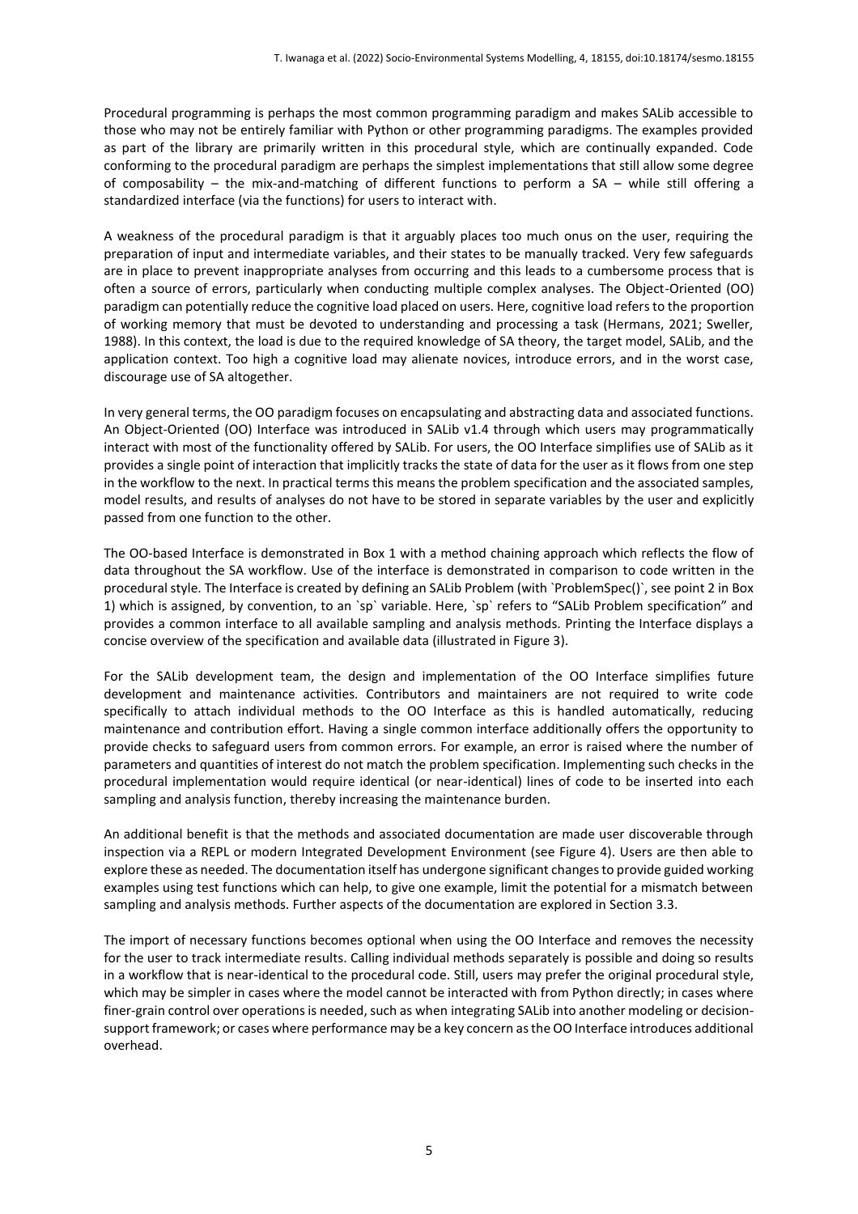Procedural programming is perhaps the most common programming paradigm and makes SALib accessible to those who may not be entirely familiar with Python or other programming paradigms. The examples provided as part of the library are primarily written in this procedural style, which are continually expanded. Code conforming to the procedural paradigm are perhaps the simplest implementations that still allow some degree of composability – the mix-and-matching of different functions to perform a SA – while still offering a standardized interface (via the functions) for users to interact with.

A weakness of the procedural paradigm is that it arguably places too much onus on the user, requiring the preparation of input and intermediate variables, and their states to be manually tracked. Very few safeguards are in place to prevent inappropriate analyses from occurring and this leads to a cumbersome process that is often a source of errors, particularly when conducting multiple complex analyses. The Object-Oriented (OO) paradigm can potentially reduce the cognitive load placed on users. Here, cognitive load refers to the proportion of working memory that must be devoted to understanding and processing a task (Hermans, 2021; Sweller, 1988). In this context, the load is due to the required knowledge of SA theory, the target model, SALib, and the application context. Too high a cognitive load may alienate novices, introduce errors, and in the worst case, discourage use of SA altogether.

In very general terms, the OO paradigm focuses on encapsulating and abstracting data and associated functions. An Object-Oriented (OO) Interface was introduced in SALib v1.4 through which users may programmatically interact with most of the functionality offered by SALib. For users, the OO Interface simplifies use of SALib as it provides a single point of interaction that implicitly tracks the state of data for the user as it flows from one step in the workflow to the next. In practical terms this means the problem specification and the associated samples, model results, and results of analyses do not have to be stored in separate variables by the user and explicitly passed from one function to the other.

The OO-based Interface is demonstrated in Box 1 with a method chaining approach which reflects the flow of data throughout the SA workflow. Use of the interface is demonstrated in comparison to code written in the procedural style. The Interface is created by defining an SALib Problem (with `ProblemSpec()`, see point 2 in Box 1) which is assigned, by convention, to an `sp` variable. Here, `sp` refers to "SALib Problem specification" and provides a common interface to all available sampling and analysis methods. Printing the Interface displays a concise overview of the specification and available data (illustrated in Figure 3).

For the SALib development team, the design and implementation of the OO Interface simplifies future development and maintenance activities. Contributors and maintainers are not required to write code specifically to attach individual methods to the OO Interface as this is handled automatically, reducing maintenance and contribution effort. Having a single common interface additionally offers the opportunity to provide checks to safeguard users from common errors. For example, an error is raised where the number of parameters and quantities of interest do not match the problem specification. Implementing such checks in the procedural implementation would require identical (or near-identical) lines of code to be inserted into each sampling and analysis function, thereby increasing the maintenance burden.

An additional benefit is that the methods and associated documentation are made user discoverable through inspection via a REPL or modern Integrated Development Environment (see Figure 4). Users are then able to explore these as needed. The documentation itself has undergone significant changes to provide guided working examples using test functions which can help, to give one example, limit the potential for a mismatch between sampling and analysis methods. Further aspects of the documentation are explored in Section 3.3.

The import of necessary functions becomes optional when using the OO Interface and removes the necessity for the user to track intermediate results. Calling individual methods separately is possible and doing so results in a workflow that is near-identical to the procedural code. Still, users may prefer the original procedural style, which may be simpler in cases where the model cannot be interacted with from Python directly; in cases where finer-grain control over operations is needed, such as when integrating SALib into another modeling or decision-support framework; or cases where performance may be a key concern as the OO Interface introduces additional overhead.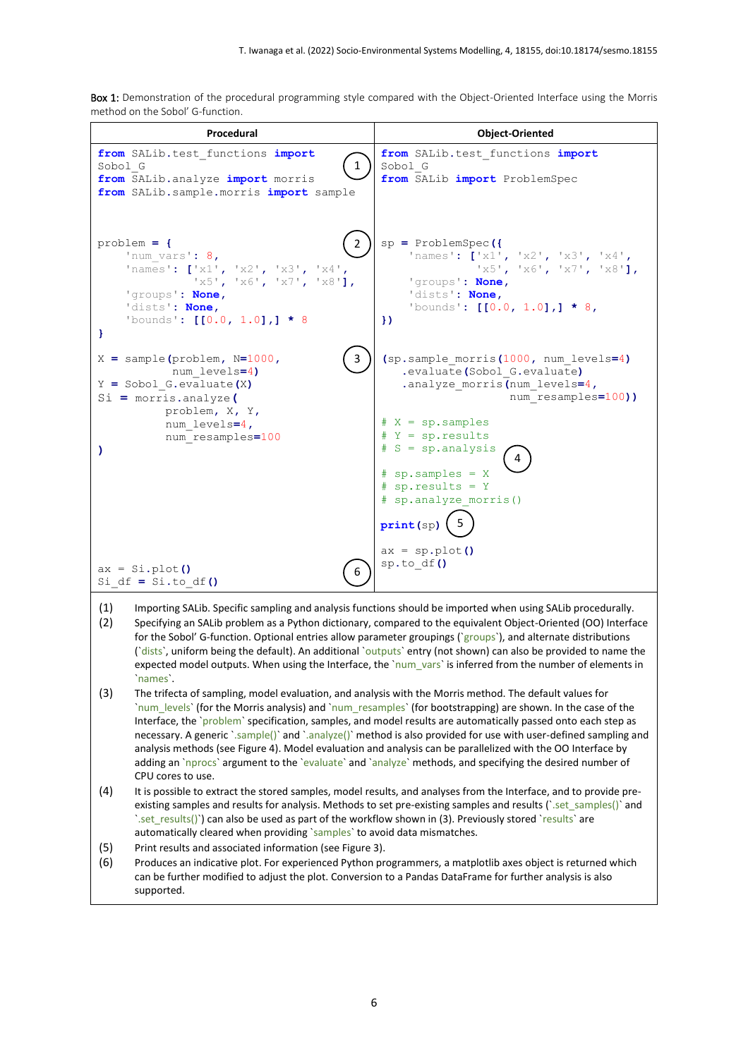Box 1: Demonstration of the procedural programming style compared with the Object-Oriented Interface using the Morris method on the Sobol' G-function.

**Procedural**

```python
# (1)
from SALib.test_functions import Sobol_G
from SALib.analyze import morris
from SALib.sample.morris import sample

# (2)
problem = {
    'num_vars': 8,
    'names': ['x1', 'x2', 'x3', 'x4',
              'x5', 'x6', 'x7', 'x8'],
    'groups': None,
    'dists': None,
    'bounds': [[0.0, 1.0],] * 8
}

# (3)
X = sample(problem, N=1000,
           num_levels=4)
Y = Sobol_G.evaluate(X)
Si = morris.analyze(
        problem, X, Y,
        num_levels=4,
        num_resamples=100
)

# (6)
ax = Si.plot()
Si_df = Si.to_df()
```

**Object-Oriented**

```python
# (1)
from SALib.test_functions import Sobol_G
from SALib import ProblemSpec

# (2)
sp = ProblemSpec({
    'names': ['x1', 'x2', 'x3', 'x4',
              'x5', 'x6', 'x7', 'x8'],
    'groups': None,
    'dists': None,
    'bounds': [[0.0, 1.0],] * 8,
})

# (3)
(sp.sample_morris(1000, num_levels=4)
   .evaluate(Sobol_G.evaluate)
   .analyze_morris(num_levels=4,
                   num_resamples=100))

# (4)
# X = sp.samples
# Y = sp.results
# S = sp.analysis

# sp.samples = X
# sp.results = Y
# sp.analyze_morris()

# (5)
print(sp)

# (6)
ax = sp.plot()
sp.to_df()
```

(1) Importing SALib. Specific sampling and analysis functions should be imported when using SALib procedurally.

(2) Specifying an SALib problem as a Python dictionary, compared to the equivalent Object-Oriented (OO) Interface for the Sobol' G-function. Optional entries allow parameter groupings (`groups`), and alternate distributions (`dists`, uniform being the default). An additional `outputs` entry (not shown) can also be provided to name the expected model outputs. When using the Interface, the `num_vars` is inferred from the number of elements in `names`.

(3) The trifecta of sampling, model evaluation, and analysis with the Morris method. The default values for `num_levels` (for the Morris analysis) and `num_resamples` (for bootstrapping) are shown. In the case of the Interface, the `problem` specification, samples, and model results are automatically passed onto each step as necessary. A generic `.sample()` and `.analyze()` method is also provided for use with user-defined sampling and analysis methods (see Figure 4). Model evaluation and analysis can be parallelized with the OO Interface by adding an `nprocs` argument to the `evaluate` and `analyze` methods, and specifying the desired number of CPU cores to use.

(4) It is possible to extract the stored samples, model results, and analyses from the Interface, and to provide pre-existing samples and results for analysis. Methods to set pre-existing samples and results (`.set_samples()` and `.set_results()`) can also be used as part of the workflow shown in (3). Previously stored `results` are automatically cleared when providing `samples` to avoid data mismatches.

(5) Print results and associated information (see Figure 3).

(6) Produces an indicative plot. For experienced Python programmers, a matplotlib axes object is returned which can be further modified to adjust the plot. Conversion to a Pandas DataFrame for further analysis is also supported.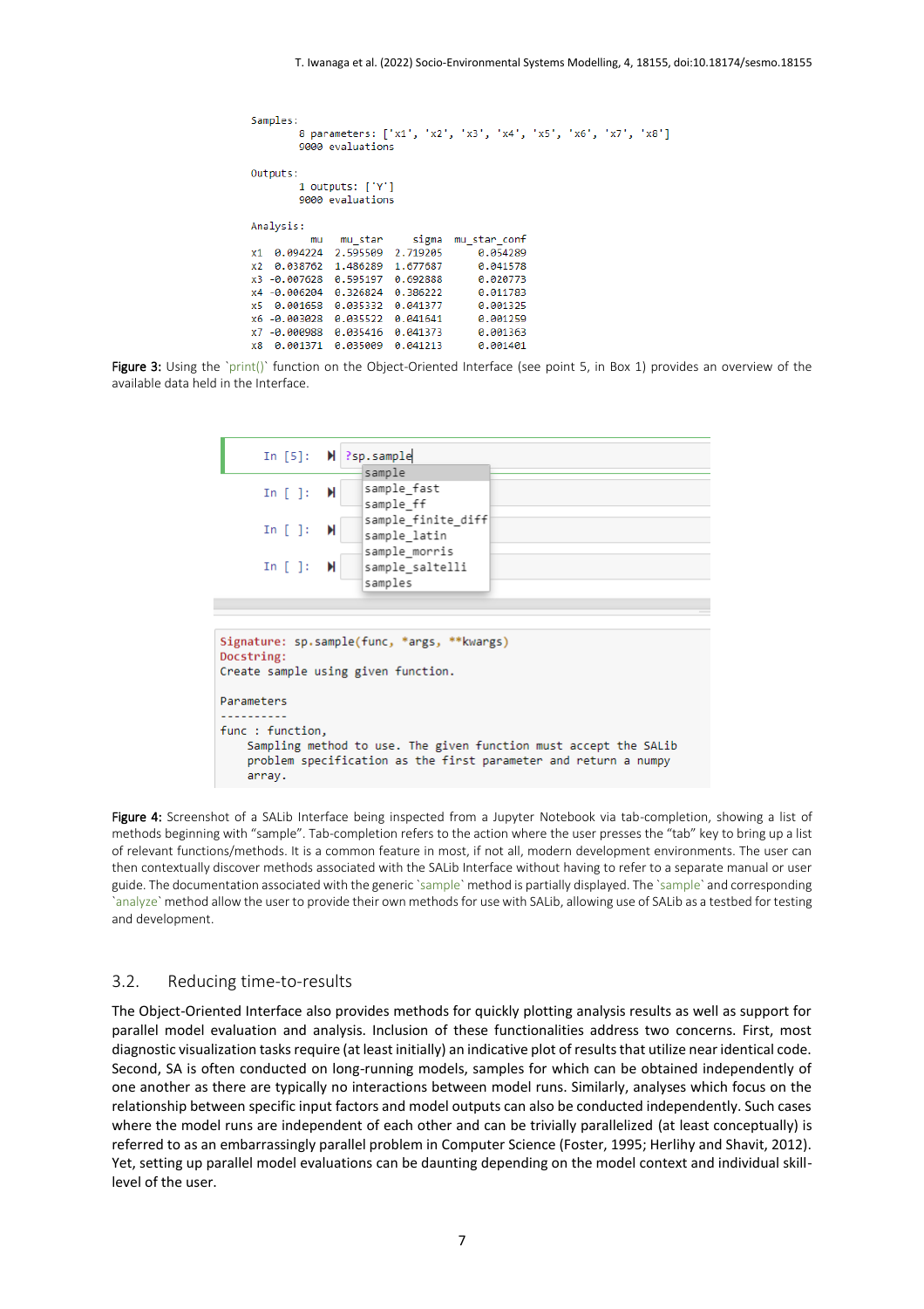```
Samples:
	8 parameters: ['x1', 'x2', 'x3', 'x4', 'x5', 'x6', 'x7', 'x8']
	9000 evaluations

Outputs:
	1 outputs: ['Y']
	9000 evaluations

Analysis:
          mu   mu_star     sigma  mu_star_conf
x1  0.094224  2.595509  2.719205      0.054289
x2  0.038762  1.486289  1.677687      0.041578
x3 -0.007628  0.595197  0.692888      0.020773
x4 -0.006204  0.326824  0.386222      0.011783
x5  0.001658  0.035332  0.041377      0.001325
x6 -0.003028  0.035522  0.041641      0.001259
x7 -0.000988  0.035416  0.041373      0.001363
x8  0.001371  0.035009  0.041213      0.001401
```

**Figure 3:** Using the `print()` function on the Object-Oriented Interface (see point 5, in Box 1) provides an overview of the available data held in the Interface.

```
In [5]:  ?sp.sample
          sample
          sample_fast
          sample_ff
          sample_finite_diff
          sample_latin
          sample_morris
          sample_saltelli
          samples

Signature: sp.sample(func, *args, **kwargs)
Docstring:
Create sample using given function.

Parameters
----------
func : function,
    Sampling method to use. The given function must accept the SALib
    problem specification as the first parameter and return a numpy
    array.
```

**Figure 4:** Screenshot of a SALib Interface being inspected from a Jupyter Notebook via tab-completion, showing a list of methods beginning with "sample". Tab-completion refers to the action where the user presses the "tab" key to bring up a list of relevant functions/methods. It is a common feature in most, if not all, modern development environments. The user can then contextually discover methods associated with the SALib Interface without having to refer to a separate manual or user guide. The documentation associated with the generic `sample` method is partially displayed. The `sample` and corresponding `analyze` method allow the user to provide their own methods for use with SALib, allowing use of SALib as a testbed for testing and development.

## 3.2. Reducing time-to-results

The Object-Oriented Interface also provides methods for quickly plotting analysis results as well as support for parallel model evaluation and analysis. Inclusion of these functionalities address two concerns. First, most diagnostic visualization tasks require (at least initially) an indicative plot of results that utilize near identical code. Second, SA is often conducted on long-running models, samples for which can be obtained independently of one another as there are typically no interactions between model runs. Similarly, analyses which focus on the relationship between specific input factors and model outputs can also be conducted independently. Such cases where the model runs are independent of each other and can be trivially parallelized (at least conceptually) is referred to as an embarrassingly parallel problem in Computer Science (Foster, 1995; Herlihy and Shavit, 2012). Yet, setting up parallel model evaluations can be daunting depending on the model context and individual skill-level of the user.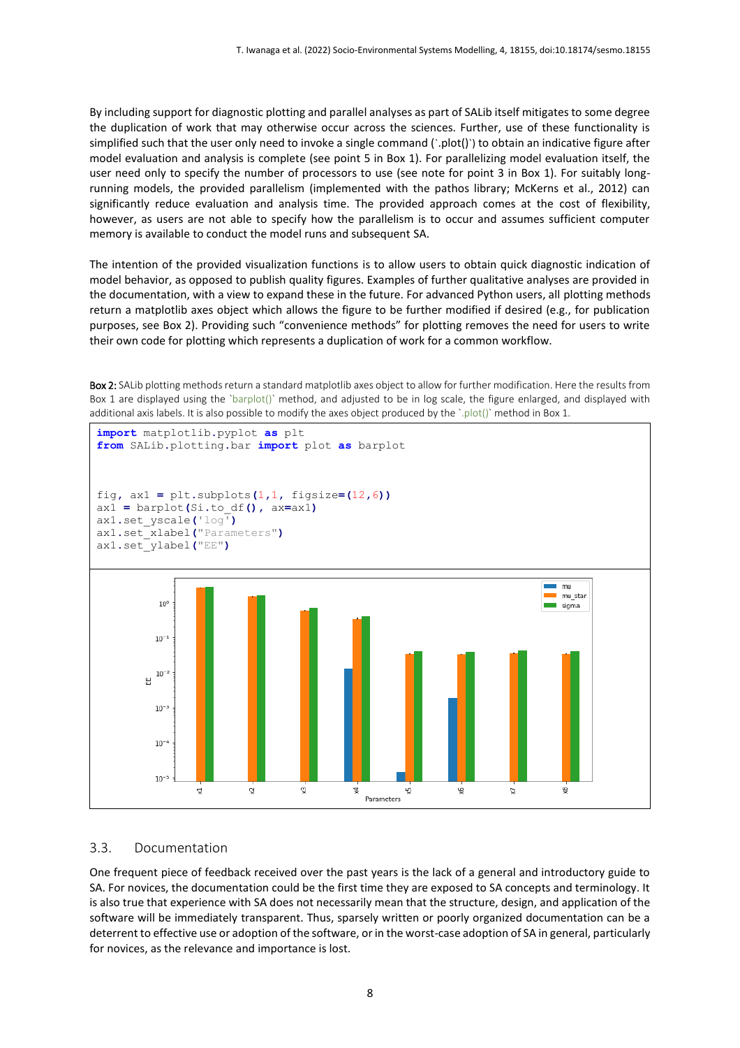By including support for diagnostic plotting and parallel analyses as part of SALib itself mitigates to some degree the duplication of work that may otherwise occur across the sciences. Further, use of these functionality is simplified such that the user only need to invoke a single command (`.plot()`) to obtain an indicative figure after model evaluation and analysis is complete (see point 5 in Box 1). For parallelizing model evaluation itself, the user need only to specify the number of processors to use (see note for point 3 in Box 1). For suitably long-running models, the provided parallelism (implemented with the pathos library; McKerns et al., 2012) can significantly reduce evaluation and analysis time. The provided approach comes at the cost of flexibility, however, as users are not able to specify how the parallelism is to occur and assumes sufficient computer memory is available to conduct the model runs and subsequent SA.

The intention of the provided visualization functions is to allow users to obtain quick diagnostic indication of model behavior, as opposed to publish quality figures. Examples of further qualitative analyses are provided in the documentation, with a view to expand these in the future. For advanced Python users, all plotting methods return a matplotlib axes object which allows the figure to be further modified if desired (e.g., for publication purposes, see Box 2). Providing such "convenience methods" for plotting removes the need for users to write their own code for plotting which represents a duplication of work for a common workflow.

**Box 2:** SALib plotting methods return a standard matplotlib axes object to allow for further modification. Here the results from Box 1 are displayed using the `barplot()` method, and adjusted to be in log scale, the figure enlarged, and displayed with additional axis labels. It is also possible to modify the axes object produced by the `.plot()` method in Box 1.

```
import matplotlib.pyplot as plt
from SALib.plotting.bar import plot as barplot


fig, ax1 = plt.subplots(1,1, figsize=(12,6))
ax1 = barplot(Si.to_df(), ax=ax1)
ax1.set_yscale('log')
ax1.set_xlabel("Parameters")
ax1.set_ylabel("EE")
```

## 3.3. Documentation

One frequent piece of feedback received over the past years is the lack of a general and introductory guide to SA. For novices, the documentation could be the first time they are exposed to SA concepts and terminology. It is also true that experience with SA does not necessarily mean that the structure, design, and application of the software will be immediately transparent. Thus, sparsely written or poorly organized documentation can be a deterrent to effective use or adoption of the software, or in the worst-case adoption of SA in general, particularly for novices, as the relevance and importance is lost.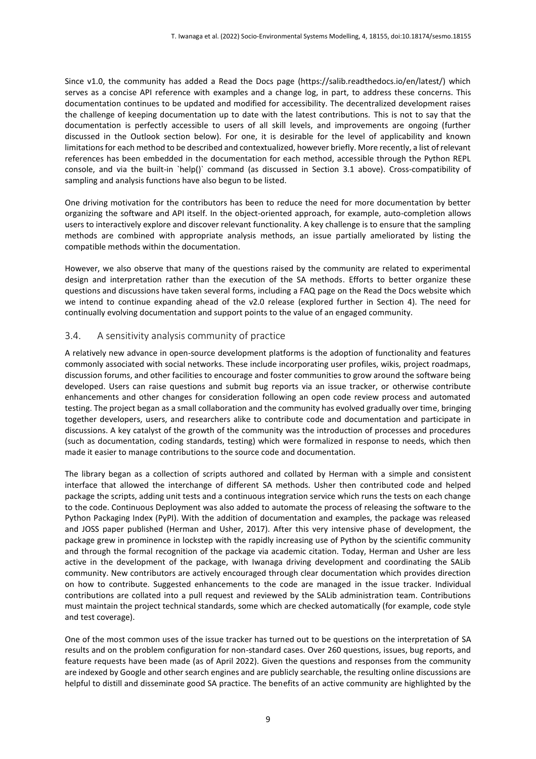Since v1.0, the community has added a Read the Docs page (https://salib.readthedocs.io/en/latest/) which serves as a concise API reference with examples and a change log, in part, to address these concerns. This documentation continues to be updated and modified for accessibility. The decentralized development raises the challenge of keeping documentation up to date with the latest contributions. This is not to say that the documentation is perfectly accessible to users of all skill levels, and improvements are ongoing (further discussed in the Outlook section below). For one, it is desirable for the level of applicability and known limitations for each method to be described and contextualized, however briefly. More recently, a list of relevant references has been embedded in the documentation for each method, accessible through the Python REPL console, and via the built-in `help()` command (as discussed in Section 3.1 above). Cross-compatibility of sampling and analysis functions have also begun to be listed.

One driving motivation for the contributors has been to reduce the need for more documentation by better organizing the software and API itself. In the object-oriented approach, for example, auto-completion allows users to interactively explore and discover relevant functionality. A key challenge is to ensure that the sampling methods are combined with appropriate analysis methods, an issue partially ameliorated by listing the compatible methods within the documentation.

However, we also observe that many of the questions raised by the community are related to experimental design and interpretation rather than the execution of the SA methods. Efforts to better organize these questions and discussions have taken several forms, including a FAQ page on the Read the Docs website which we intend to continue expanding ahead of the v2.0 release (explored further in Section 4). The need for continually evolving documentation and support points to the value of an engaged community.

### 3.4. A sensitivity analysis community of practice

A relatively new advance in open-source development platforms is the adoption of functionality and features commonly associated with social networks. These include incorporating user profiles, wikis, project roadmaps, discussion forums, and other facilities to encourage and foster communities to grow around the software being developed. Users can raise questions and submit bug reports via an issue tracker, or otherwise contribute enhancements and other changes for consideration following an open code review process and automated testing. The project began as a small collaboration and the community has evolved gradually over time, bringing together developers, users, and researchers alike to contribute code and documentation and participate in discussions. A key catalyst of the growth of the community was the introduction of processes and procedures (such as documentation, coding standards, testing) which were formalized in response to needs, which then made it easier to manage contributions to the source code and documentation.

The library began as a collection of scripts authored and collated by Herman with a simple and consistent interface that allowed the interchange of different SA methods. Usher then contributed code and helped package the scripts, adding unit tests and a continuous integration service which runs the tests on each change to the code. Continuous Deployment was also added to automate the process of releasing the software to the Python Packaging Index (PyPI). With the addition of documentation and examples, the package was released and JOSS paper published (Herman and Usher, 2017). After this very intensive phase of development, the package grew in prominence in lockstep with the rapidly increasing use of Python by the scientific community and through the formal recognition of the package via academic citation. Today, Herman and Usher are less active in the development of the package, with Iwanaga driving development and coordinating the SALib community. New contributors are actively encouraged through clear documentation which provides direction on how to contribute. Suggested enhancements to the code are managed in the issue tracker. Individual contributions are collated into a pull request and reviewed by the SALib administration team. Contributions must maintain the project technical standards, some which are checked automatically (for example, code style and test coverage).

One of the most common uses of the issue tracker has turned out to be questions on the interpretation of SA results and on the problem configuration for non-standard cases. Over 260 questions, issues, bug reports, and feature requests have been made (as of April 2022). Given the questions and responses from the community are indexed by Google and other search engines and are publicly searchable, the resulting online discussions are helpful to distill and disseminate good SA practice. The benefits of an active community are highlighted by the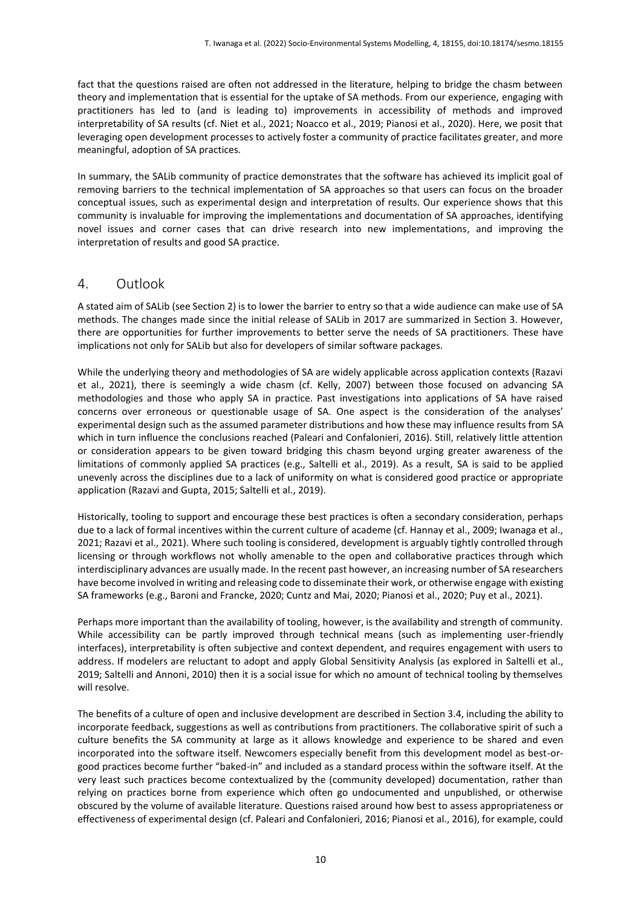fact that the questions raised are often not addressed in the literature, helping to bridge the chasm between theory and implementation that is essential for the uptake of SA methods. From our experience, engaging with practitioners has led to (and is leading to) improvements in accessibility of methods and improved interpretability of SA results (cf. Niet et al., 2021; Noacco et al., 2019; Pianosi et al., 2020). Here, we posit that leveraging open development processes to actively foster a community of practice facilitates greater, and more meaningful, adoption of SA practices.

In summary, the SALib community of practice demonstrates that the software has achieved its implicit goal of removing barriers to the technical implementation of SA approaches so that users can focus on the broader conceptual issues, such as experimental design and interpretation of results. Our experience shows that this community is invaluable for improving the implementations and documentation of SA approaches, identifying novel issues and corner cases that can drive research into new implementations, and improving the interpretation of results and good SA practice.

## 4. Outlook

A stated aim of SALib (see Section 2) is to lower the barrier to entry so that a wide audience can make use of SA methods. The changes made since the initial release of SALib in 2017 are summarized in Section 3. However, there are opportunities for further improvements to better serve the needs of SA practitioners. These have implications not only for SALib but also for developers of similar software packages.

While the underlying theory and methodologies of SA are widely applicable across application contexts (Razavi et al., 2021), there is seemingly a wide chasm (cf. Kelly, 2007) between those focused on advancing SA methodologies and those who apply SA in practice. Past investigations into applications of SA have raised concerns over erroneous or questionable usage of SA. One aspect is the consideration of the analyses' experimental design such as the assumed parameter distributions and how these may influence results from SA which in turn influence the conclusions reached (Paleari and Confalonieri, 2016). Still, relatively little attention or consideration appears to be given toward bridging this chasm beyond urging greater awareness of the limitations of commonly applied SA practices (e.g., Saltelli et al., 2019). As a result, SA is said to be applied unevenly across the disciplines due to a lack of uniformity on what is considered good practice or appropriate application (Razavi and Gupta, 2015; Saltelli et al., 2019).

Historically, tooling to support and encourage these best practices is often a secondary consideration, perhaps due to a lack of formal incentives within the current culture of academe (cf. Hannay et al., 2009; Iwanaga et al., 2021; Razavi et al., 2021). Where such tooling is considered, development is arguably tightly controlled through licensing or through workflows not wholly amenable to the open and collaborative practices through which interdisciplinary advances are usually made. In the recent past however, an increasing number of SA researchers have become involved in writing and releasing code to disseminate their work, or otherwise engage with existing SA frameworks (e.g., Baroni and Francke, 2020; Cuntz and Mai, 2020; Pianosi et al., 2020; Puy et al., 2021).

Perhaps more important than the availability of tooling, however, is the availability and strength of community. While accessibility can be partly improved through technical means (such as implementing user-friendly interfaces), interpretability is often subjective and context dependent, and requires engagement with users to address. If modelers are reluctant to adopt and apply Global Sensitivity Analysis (as explored in Saltelli et al., 2019; Saltelli and Annoni, 2010) then it is a social issue for which no amount of technical tooling by themselves will resolve.

The benefits of a culture of open and inclusive development are described in Section 3.4, including the ability to incorporate feedback, suggestions as well as contributions from practitioners. The collaborative spirit of such a culture benefits the SA community at large as it allows knowledge and experience to be shared and even incorporated into the software itself. Newcomers especially benefit from this development model as best-or-good practices become further "baked-in" and included as a standard process within the software itself. At the very least such practices become contextualized by the (community developed) documentation, rather than relying on practices borne from experience which often go undocumented and unpublished, or otherwise obscured by the volume of available literature. Questions raised around how best to assess appropriateness or effectiveness of experimental design (cf. Paleari and Confalonieri, 2016; Pianosi et al., 2016), for example, could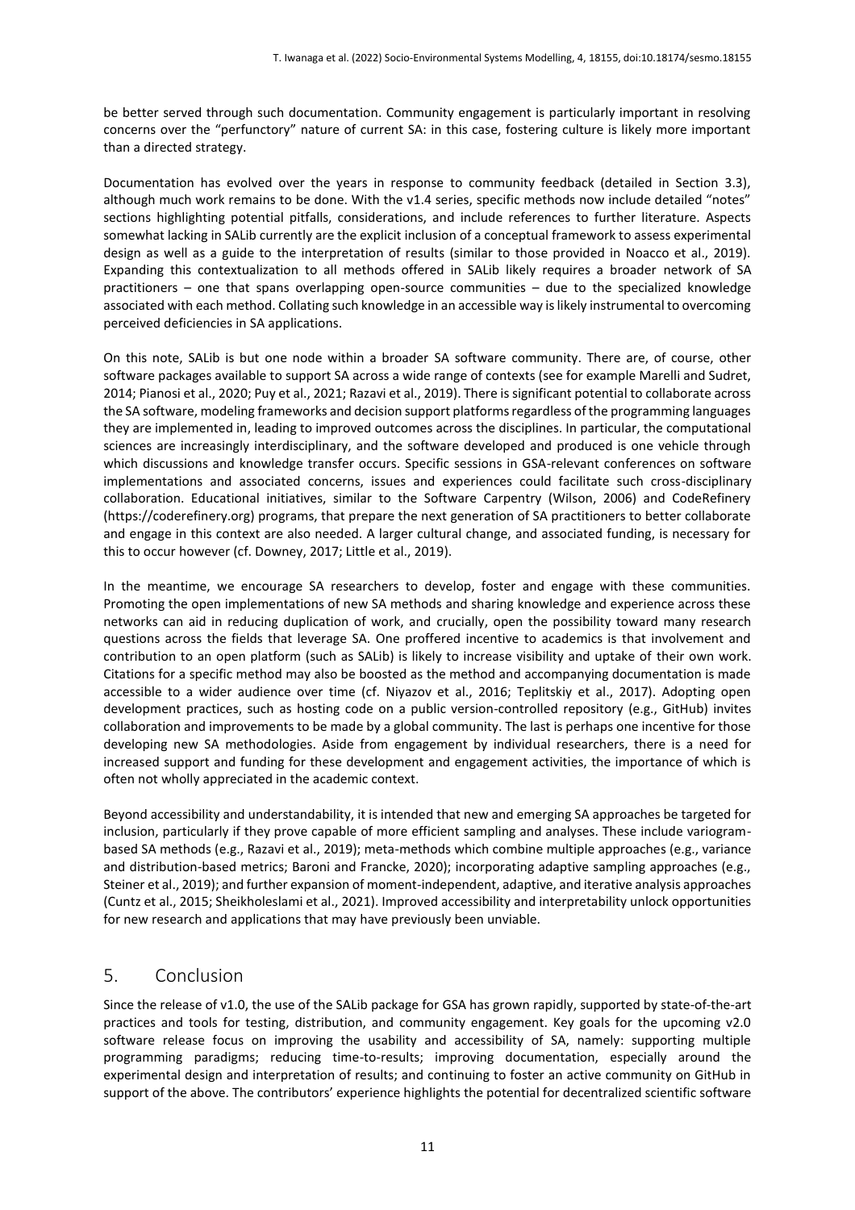be better served through such documentation. Community engagement is particularly important in resolving concerns over the "perfunctory" nature of current SA: in this case, fostering culture is likely more important than a directed strategy.

Documentation has evolved over the years in response to community feedback (detailed in Section 3.3), although much work remains to be done. With the v1.4 series, specific methods now include detailed "notes" sections highlighting potential pitfalls, considerations, and include references to further literature. Aspects somewhat lacking in SALib currently are the explicit inclusion of a conceptual framework to assess experimental design as well as a guide to the interpretation of results (similar to those provided in Noacco et al., 2019). Expanding this contextualization to all methods offered in SALib likely requires a broader network of SA practitioners – one that spans overlapping open-source communities – due to the specialized knowledge associated with each method. Collating such knowledge in an accessible way is likely instrumental to overcoming perceived deficiencies in SA applications.

On this note, SALib is but one node within a broader SA software community. There are, of course, other software packages available to support SA across a wide range of contexts (see for example Marelli and Sudret, 2014; Pianosi et al., 2020; Puy et al., 2021; Razavi et al., 2019). There is significant potential to collaborate across the SA software, modeling frameworks and decision support platforms regardless of the programming languages they are implemented in, leading to improved outcomes across the disciplines. In particular, the computational sciences are increasingly interdisciplinary, and the software developed and produced is one vehicle through which discussions and knowledge transfer occurs. Specific sessions in GSA-relevant conferences on software implementations and associated concerns, issues and experiences could facilitate such cross-disciplinary collaboration. Educational initiatives, similar to the Software Carpentry (Wilson, 2006) and CodeRefinery (https://coderefinery.org) programs, that prepare the next generation of SA practitioners to better collaborate and engage in this context are also needed. A larger cultural change, and associated funding, is necessary for this to occur however (cf. Downey, 2017; Little et al., 2019).

In the meantime, we encourage SA researchers to develop, foster and engage with these communities. Promoting the open implementations of new SA methods and sharing knowledge and experience across these networks can aid in reducing duplication of work, and crucially, open the possibility toward many research questions across the fields that leverage SA. One proffered incentive to academics is that involvement and contribution to an open platform (such as SALib) is likely to increase visibility and uptake of their own work. Citations for a specific method may also be boosted as the method and accompanying documentation is made accessible to a wider audience over time (cf. Niyazov et al., 2016; Teplitskiy et al., 2017). Adopting open development practices, such as hosting code on a public version-controlled repository (e.g., GitHub) invites collaboration and improvements to be made by a global community. The last is perhaps one incentive for those developing new SA methodologies. Aside from engagement by individual researchers, there is a need for increased support and funding for these development and engagement activities, the importance of which is often not wholly appreciated in the academic context.

Beyond accessibility and understandability, it is intended that new and emerging SA approaches be targeted for inclusion, particularly if they prove capable of more efficient sampling and analyses. These include variogram-based SA methods (e.g., Razavi et al., 2019); meta-methods which combine multiple approaches (e.g., variance and distribution-based metrics; Baroni and Francke, 2020); incorporating adaptive sampling approaches (e.g., Steiner et al., 2019); and further expansion of moment-independent, adaptive, and iterative analysis approaches (Cuntz et al., 2015; Sheikholeslami et al., 2021). Improved accessibility and interpretability unlock opportunities for new research and applications that may have previously been unviable.

## 5. Conclusion

Since the release of v1.0, the use of the SALib package for GSA has grown rapidly, supported by state-of-the-art practices and tools for testing, distribution, and community engagement. Key goals for the upcoming v2.0 software release focus on improving the usability and accessibility of SA, namely: supporting multiple programming paradigms; reducing time-to-results; improving documentation, especially around the experimental design and interpretation of results; and continuing to foster an active community on GitHub in support of the above. The contributors' experience highlights the potential for decentralized scientific software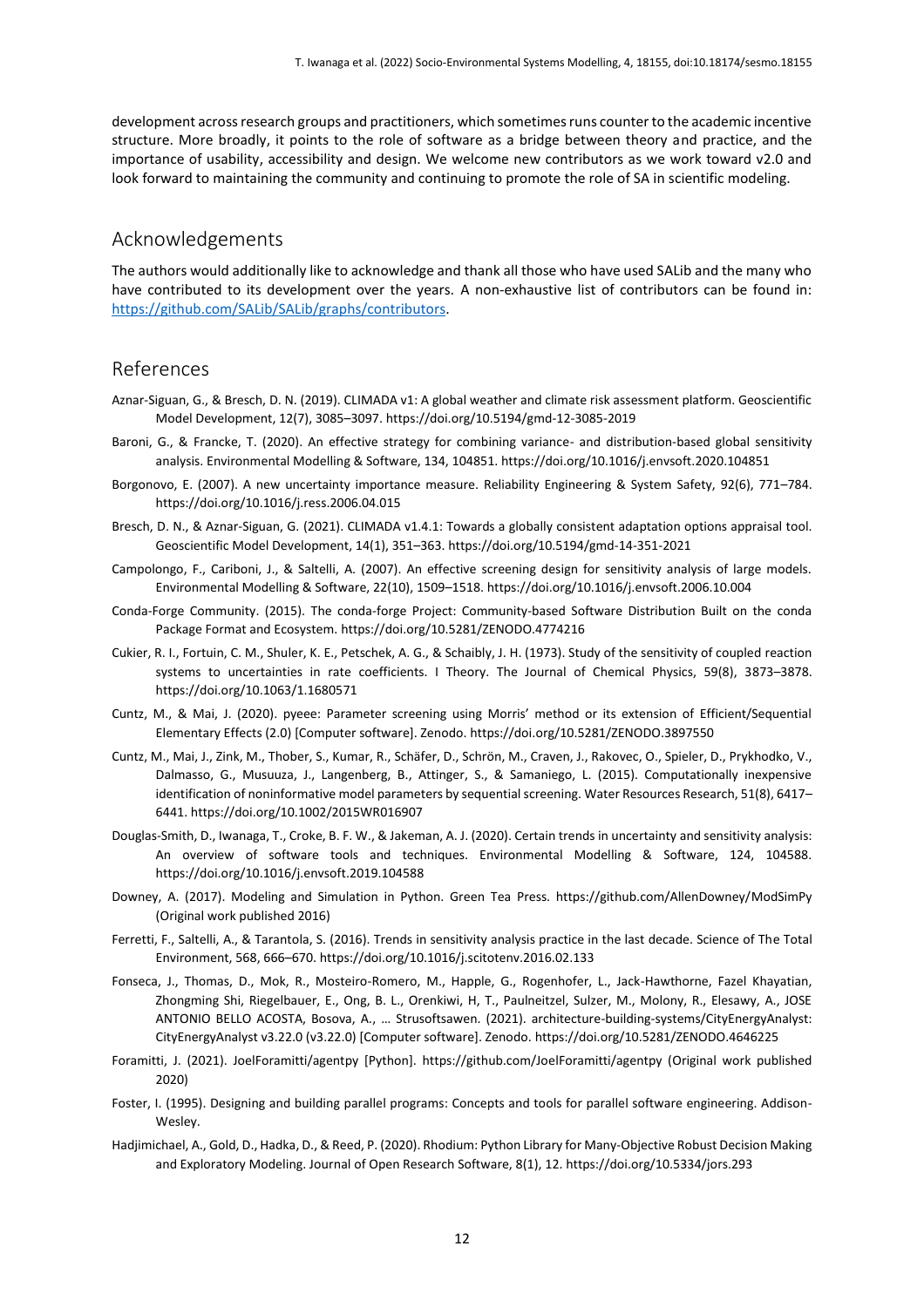development across research groups and practitioners, which sometimes runs counter to the academic incentive structure. More broadly, it points to the role of software as a bridge between theory and practice, and the importance of usability, accessibility and design. We welcome new contributors as we work toward v2.0 and look forward to maintaining the community and continuing to promote the role of SA in scientific modeling.

## Acknowledgements

The authors would additionally like to acknowledge and thank all those who have used SALib and the many who have contributed to its development over the years. A non-exhaustive list of contributors can be found in: [https://github.com/SALib/SALib/graphs/contributors](https://github.com/SALib/SALib/graphs/contributors).

## References

Aznar-Siguan, G., & Bresch, D. N. (2019). CLIMADA v1: A global weather and climate risk assessment platform. Geoscientific Model Development, 12(7), 3085–3097. https://doi.org/10.5194/gmd-12-3085-2019

Baroni, G., & Francke, T. (2020). An effective strategy for combining variance- and distribution-based global sensitivity analysis. Environmental Modelling & Software, 134, 104851. https://doi.org/10.1016/j.envsoft.2020.104851

Borgonovo, E. (2007). A new uncertainty importance measure. Reliability Engineering & System Safety, 92(6), 771–784. https://doi.org/10.1016/j.ress.2006.04.015

Bresch, D. N., & Aznar-Siguan, G. (2021). CLIMADA v1.4.1: Towards a globally consistent adaptation options appraisal tool. Geoscientific Model Development, 14(1), 351–363. https://doi.org/10.5194/gmd-14-351-2021

Campolongo, F., Cariboni, J., & Saltelli, A. (2007). An effective screening design for sensitivity analysis of large models. Environmental Modelling & Software, 22(10), 1509–1518. https://doi.org/10.1016/j.envsoft.2006.10.004

Conda-Forge Community. (2015). The conda-forge Project: Community-based Software Distribution Built on the conda Package Format and Ecosystem. https://doi.org/10.5281/ZENODO.4774216

Cukier, R. I., Fortuin, C. M., Shuler, K. E., Petschek, A. G., & Schaibly, J. H. (1973). Study of the sensitivity of coupled reaction systems to uncertainties in rate coefficients. I Theory. The Journal of Chemical Physics, 59(8), 3873–3878. https://doi.org/10.1063/1.1680571

Cuntz, M., & Mai, J. (2020). pyeee: Parameter screening using Morris' method or its extension of Efficient/Sequential Elementary Effects (2.0) [Computer software]. Zenodo. https://doi.org/10.5281/ZENODO.3897550

Cuntz, M., Mai, J., Zink, M., Thober, S., Kumar, R., Schäfer, D., Schrön, M., Craven, J., Rakovec, O., Spieler, D., Prykhodko, V., Dalmasso, G., Musuuza, J., Langenberg, B., Attinger, S., & Samaniego, L. (2015). Computationally inexpensive identification of noninformative model parameters by sequential screening. Water Resources Research, 51(8), 6417–6441. https://doi.org/10.1002/2015WR016907

Douglas-Smith, D., Iwanaga, T., Croke, B. F. W., & Jakeman, A. J. (2020). Certain trends in uncertainty and sensitivity analysis: An overview of software tools and techniques. Environmental Modelling & Software, 124, 104588. https://doi.org/10.1016/j.envsoft.2019.104588

Downey, A. (2017). Modeling and Simulation in Python. Green Tea Press. https://github.com/AllenDowney/ModSimPy (Original work published 2016)

Ferretti, F., Saltelli, A., & Tarantola, S. (2016). Trends in sensitivity analysis practice in the last decade. Science of The Total Environment, 568, 666–670. https://doi.org/10.1016/j.scitotenv.2016.02.133

Fonseca, J., Thomas, D., Mok, R., Mosteiro-Romero, M., Happle, G., Rogenhofer, L., Jack-Hawthorne, Fazel Khayatian, Zhongming Shi, Riegelbauer, E., Ong, B. L., Orenkiwi, H, T., Paulneitzel, Sulzer, M., Molony, R., Elesawy, A., JOSE ANTONIO BELLO ACOSTA, Bosova, A., … Strusoftsawen. (2021). architecture-building-systems/CityEnergyAnalyst: CityEnergyAnalyst v3.22.0 (v3.22.0) [Computer software]. Zenodo. https://doi.org/10.5281/ZENODO.4646225

Foramitti, J. (2021). JoelForamitti/agentpy [Python]. https://github.com/JoelForamitti/agentpy (Original work published 2020)

Foster, I. (1995). Designing and building parallel programs: Concepts and tools for parallel software engineering. Addison-Wesley.

Hadjimichael, A., Gold, D., Hadka, D., & Reed, P. (2020). Rhodium: Python Library for Many-Objective Robust Decision Making and Exploratory Modeling. Journal of Open Research Software, 8(1), 12. https://doi.org/10.5334/jors.293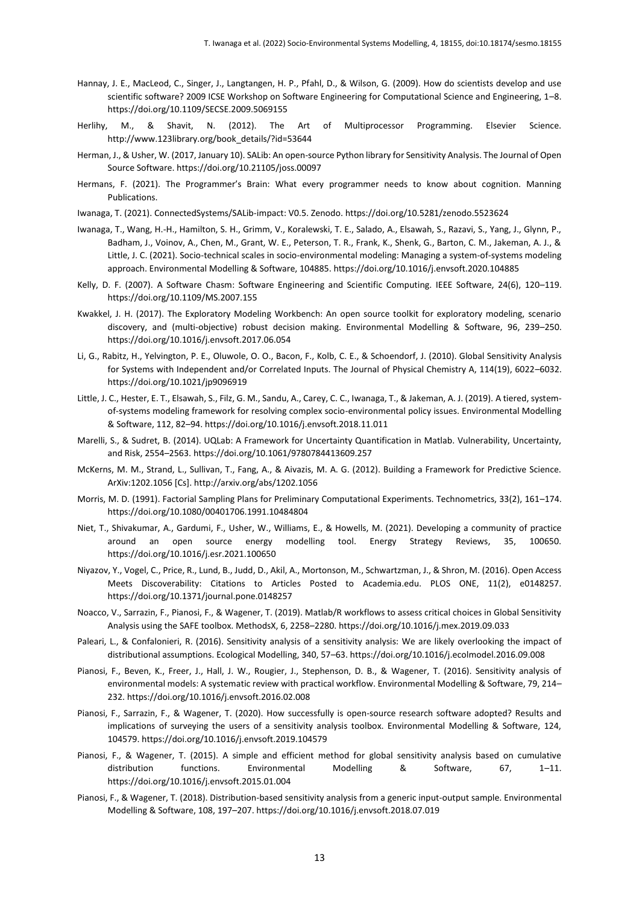Hannay, J. E., MacLeod, C., Singer, J., Langtangen, H. P., Pfahl, D., & Wilson, G. (2009). How do scientists develop and use scientific software? 2009 ICSE Workshop on Software Engineering for Computational Science and Engineering, 1–8. https://doi.org/10.1109/SECSE.2009.5069155

Herlihy, M., & Shavit, N. (2012). The Art of Multiprocessor Programming. Elsevier Science. http://www.123library.org/book_details/?id=53644

Herman, J., & Usher, W. (2017, January 10). SALib: An open-source Python library for Sensitivity Analysis. The Journal of Open Source Software. https://doi.org/10.21105/joss.00097

Hermans, F. (2021). The Programmer's Brain: What every programmer needs to know about cognition. Manning Publications.

Iwanaga, T. (2021). ConnectedSystems/SALib-impact: V0.5. Zenodo. https://doi.org/10.5281/zenodo.5523624

Iwanaga, T., Wang, H.-H., Hamilton, S. H., Grimm, V., Koralewski, T. E., Salado, A., Elsawah, S., Razavi, S., Yang, J., Glynn, P., Badham, J., Voinov, A., Chen, M., Grant, W. E., Peterson, T. R., Frank, K., Shenk, G., Barton, C. M., Jakeman, A. J., & Little, J. C. (2021). Socio-technical scales in socio-environmental modeling: Managing a system-of-systems modeling approach. Environmental Modelling & Software, 104885. https://doi.org/10.1016/j.envsoft.2020.104885

Kelly, D. F. (2007). A Software Chasm: Software Engineering and Scientific Computing. IEEE Software, 24(6), 120–119. https://doi.org/10.1109/MS.2007.155

Kwakkel, J. H. (2017). The Exploratory Modeling Workbench: An open source toolkit for exploratory modeling, scenario discovery, and (multi-objective) robust decision making. Environmental Modelling & Software, 96, 239–250. https://doi.org/10.1016/j.envsoft.2017.06.054

Li, G., Rabitz, H., Yelvington, P. E., Oluwole, O. O., Bacon, F., Kolb, C. E., & Schoendorf, J. (2010). Global Sensitivity Analysis for Systems with Independent and/or Correlated Inputs. The Journal of Physical Chemistry A, 114(19), 6022–6032. https://doi.org/10.1021/jp9096919

Little, J. C., Hester, E. T., Elsawah, S., Filz, G. M., Sandu, A., Carey, C. C., Iwanaga, T., & Jakeman, A. J. (2019). A tiered, system-of-systems modeling framework for resolving complex socio-environmental policy issues. Environmental Modelling & Software, 112, 82–94. https://doi.org/10.1016/j.envsoft.2018.11.011

Marelli, S., & Sudret, B. (2014). UQLab: A Framework for Uncertainty Quantification in Matlab. Vulnerability, Uncertainty, and Risk, 2554–2563. https://doi.org/10.1061/9780784413609.257

McKerns, M. M., Strand, L., Sullivan, T., Fang, A., & Aivazis, M. A. G. (2012). Building a Framework for Predictive Science. ArXiv:1202.1056 [Cs]. http://arxiv.org/abs/1202.1056

Morris, M. D. (1991). Factorial Sampling Plans for Preliminary Computational Experiments. Technometrics, 33(2), 161–174. https://doi.org/10.1080/00401706.1991.10484804

Niet, T., Shivakumar, A., Gardumi, F., Usher, W., Williams, E., & Howells, M. (2021). Developing a community of practice around an open source energy modelling tool. Energy Strategy Reviews, 35, 100650. https://doi.org/10.1016/j.esr.2021.100650

Niyazov, Y., Vogel, C., Price, R., Lund, B., Judd, D., Akil, A., Mortonson, M., Schwartzman, J., & Shron, M. (2016). Open Access Meets Discoverability: Citations to Articles Posted to Academia.edu. PLOS ONE, 11(2), e0148257. https://doi.org/10.1371/journal.pone.0148257

Noacco, V., Sarrazin, F., Pianosi, F., & Wagener, T. (2019). Matlab/R workflows to assess critical choices in Global Sensitivity Analysis using the SAFE toolbox. MethodsX, 6, 2258–2280. https://doi.org/10.1016/j.mex.2019.09.033

Paleari, L., & Confalonieri, R. (2016). Sensitivity analysis of a sensitivity analysis: We are likely overlooking the impact of distributional assumptions. Ecological Modelling, 340, 57–63. https://doi.org/10.1016/j.ecolmodel.2016.09.008

Pianosi, F., Beven, K., Freer, J., Hall, J. W., Rougier, J., Stephenson, D. B., & Wagener, T. (2016). Sensitivity analysis of environmental models: A systematic review with practical workflow. Environmental Modelling & Software, 79, 214–232. https://doi.org/10.1016/j.envsoft.2016.02.008

Pianosi, F., Sarrazin, F., & Wagener, T. (2020). How successfully is open-source research software adopted? Results and implications of surveying the users of a sensitivity analysis toolbox. Environmental Modelling & Software, 124, 104579. https://doi.org/10.1016/j.envsoft.2019.104579

Pianosi, F., & Wagener, T. (2015). A simple and efficient method for global sensitivity analysis based on cumulative distribution functions. Environmental Modelling & Software, 67, 1–11. https://doi.org/10.1016/j.envsoft.2015.01.004

Pianosi, F., & Wagener, T. (2018). Distribution-based sensitivity analysis from a generic input-output sample. Environmental Modelling & Software, 108, 197–207. https://doi.org/10.1016/j.envsoft.2018.07.019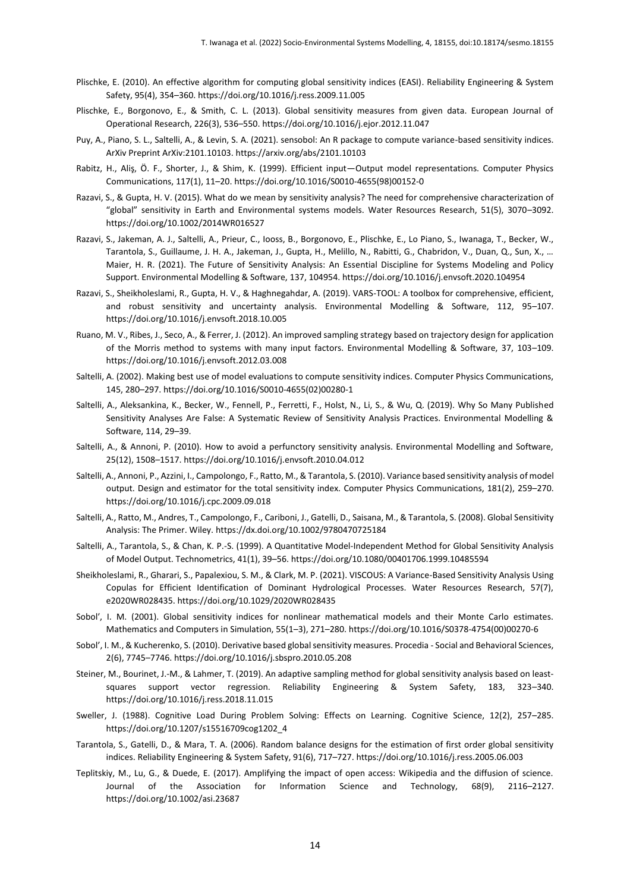Plischke, E. (2010). An effective algorithm for computing global sensitivity indices (EASI). Reliability Engineering & System Safety, 95(4), 354–360. https://doi.org/10.1016/j.ress.2009.11.005

Plischke, E., Borgonovo, E., & Smith, C. L. (2013). Global sensitivity measures from given data. European Journal of Operational Research, 226(3), 536–550. https://doi.org/10.1016/j.ejor.2012.11.047

Puy, A., Piano, S. L., Saltelli, A., & Levin, S. A. (2021). sensobol: An R package to compute variance-based sensitivity indices. ArXiv Preprint ArXiv:2101.10103. https://arxiv.org/abs/2101.10103

Rabitz, H., Aliş, Ö. F., Shorter, J., & Shim, K. (1999). Efficient input—Output model representations. Computer Physics Communications, 117(1), 11–20. https://doi.org/10.1016/S0010-4655(98)00152-0

Razavi, S., & Gupta, H. V. (2015). What do we mean by sensitivity analysis? The need for comprehensive characterization of "global" sensitivity in Earth and Environmental systems models. Water Resources Research, 51(5), 3070–3092. https://doi.org/10.1002/2014WR016527

Razavi, S., Jakeman, A. J., Saltelli, A., Prieur, C., Iooss, B., Borgonovo, E., Plischke, E., Lo Piano, S., Iwanaga, T., Becker, W., Tarantola, S., Guillaume, J. H. A., Jakeman, J., Gupta, H., Melillo, N., Rabitti, G., Chabridon, V., Duan, Q., Sun, X., … Maier, H. R. (2021). The Future of Sensitivity Analysis: An Essential Discipline for Systems Modeling and Policy Support. Environmental Modelling & Software, 137, 104954. https://doi.org/10.1016/j.envsoft.2020.104954

Razavi, S., Sheikholeslami, R., Gupta, H. V., & Haghnegahdar, A. (2019). VARS-TOOL: A toolbox for comprehensive, efficient, and robust sensitivity and uncertainty analysis. Environmental Modelling & Software, 112, 95–107. https://doi.org/10.1016/j.envsoft.2018.10.005

Ruano, M. V., Ribes, J., Seco, A., & Ferrer, J. (2012). An improved sampling strategy based on trajectory design for application of the Morris method to systems with many input factors. Environmental Modelling & Software, 37, 103–109. https://doi.org/10.1016/j.envsoft.2012.03.008

Saltelli, A. (2002). Making best use of model evaluations to compute sensitivity indices. Computer Physics Communications, 145, 280–297. https://doi.org/10.1016/S0010-4655(02)00280-1

Saltelli, A., Aleksankina, K., Becker, W., Fennell, P., Ferretti, F., Holst, N., Li, S., & Wu, Q. (2019). Why So Many Published Sensitivity Analyses Are False: A Systematic Review of Sensitivity Analysis Practices. Environmental Modelling & Software, 114, 29–39.

Saltelli, A., & Annoni, P. (2010). How to avoid a perfunctory sensitivity analysis. Environmental Modelling and Software, 25(12), 1508–1517. https://doi.org/10.1016/j.envsoft.2010.04.012

Saltelli, A., Annoni, P., Azzini, I., Campolongo, F., Ratto, M., & Tarantola, S. (2010). Variance based sensitivity analysis of model output. Design and estimator for the total sensitivity index. Computer Physics Communications, 181(2), 259–270. https://doi.org/10.1016/j.cpc.2009.09.018

Saltelli, A., Ratto, M., Andres, T., Campolongo, F., Cariboni, J., Gatelli, D., Saisana, M., & Tarantola, S. (2008). Global Sensitivity Analysis: The Primer. Wiley. https://dx.doi.org/10.1002/9780470725184

Saltelli, A., Tarantola, S., & Chan, K. P.-S. (1999). A Quantitative Model-Independent Method for Global Sensitivity Analysis of Model Output. Technometrics, 41(1), 39–56. https://doi.org/10.1080/00401706.1999.10485594

Sheikholeslami, R., Gharari, S., Papalexiou, S. M., & Clark, M. P. (2021). VISCOUS: A Variance-Based Sensitivity Analysis Using Copulas for Efficient Identification of Dominant Hydrological Processes. Water Resources Research, 57(7), e2020WR028435. https://doi.org/10.1029/2020WR028435

Sobol', I. M. (2001). Global sensitivity indices for nonlinear mathematical models and their Monte Carlo estimates. Mathematics and Computers in Simulation, 55(1–3), 271–280. https://doi.org/10.1016/S0378-4754(00)00270-6

Sobol', I. M., & Kucherenko, S. (2010). Derivative based global sensitivity measures. Procedia - Social and Behavioral Sciences, 2(6), 7745–7746. https://doi.org/10.1016/j.sbspro.2010.05.208

Steiner, M., Bourinet, J.-M., & Lahmer, T. (2019). An adaptive sampling method for global sensitivity analysis based on least-squares support vector regression. Reliability Engineering & System Safety, 183, 323–340. https://doi.org/10.1016/j.ress.2018.11.015

Sweller, J. (1988). Cognitive Load During Problem Solving: Effects on Learning. Cognitive Science, 12(2), 257–285. https://doi.org/10.1207/s15516709cog1202_4

Tarantola, S., Gatelli, D., & Mara, T. A. (2006). Random balance designs for the estimation of first order global sensitivity indices. Reliability Engineering & System Safety, 91(6), 717–727. https://doi.org/10.1016/j.ress.2005.06.003

Teplitskiy, M., Lu, G., & Duede, E. (2017). Amplifying the impact of open access: Wikipedia and the diffusion of science. Journal of the Association for Information Science and Technology, 68(9), 2116–2127. https://doi.org/10.1002/asi.23687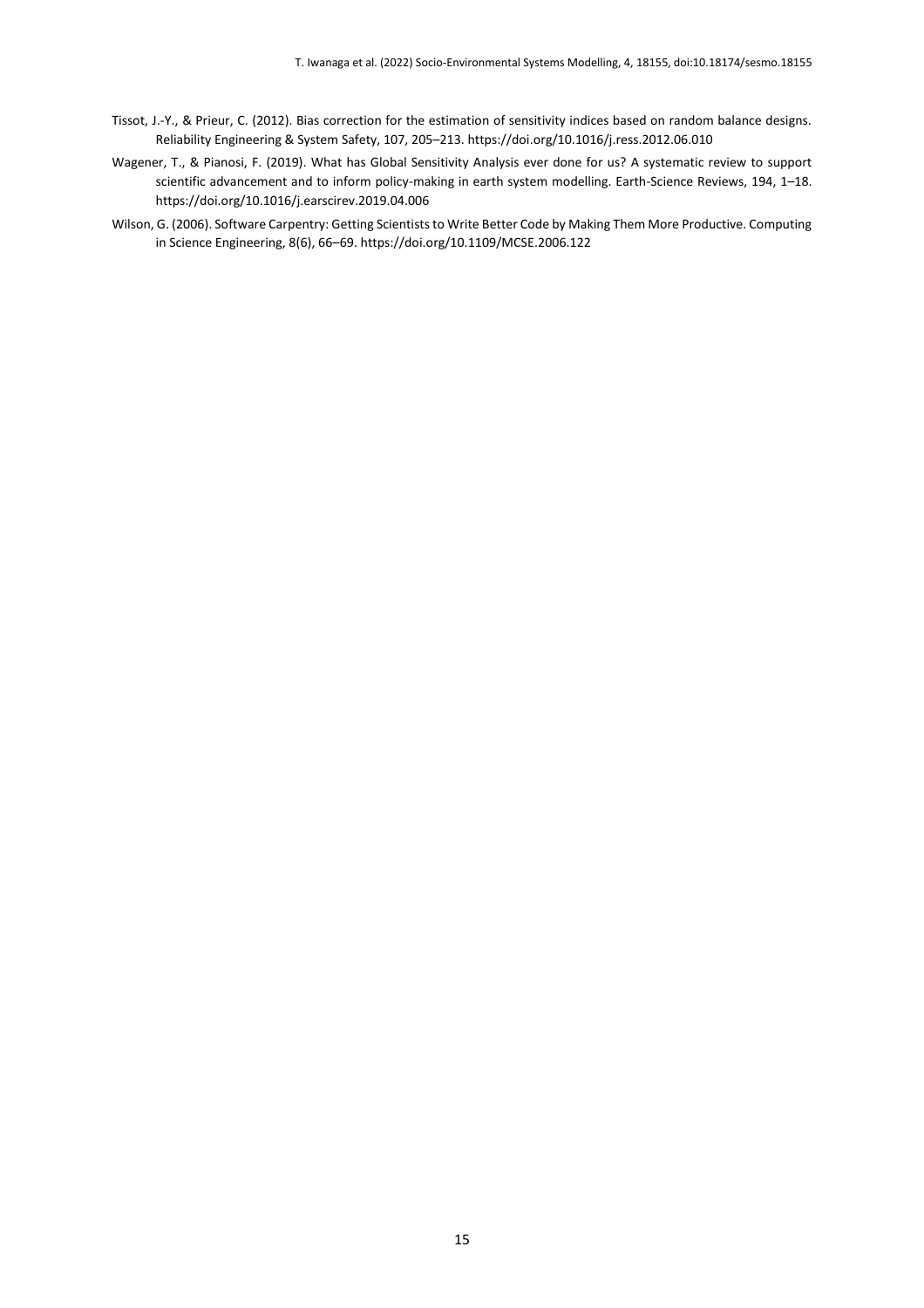Tissot, J.-Y., & Prieur, C. (2012). Bias correction for the estimation of sensitivity indices based on random balance designs. Reliability Engineering & System Safety, 107, 205–213. https://doi.org/10.1016/j.ress.2012.06.010

Wagener, T., & Pianosi, F. (2019). What has Global Sensitivity Analysis ever done for us? A systematic review to support scientific advancement and to inform policy-making in earth system modelling. Earth-Science Reviews, 194, 1–18. https://doi.org/10.1016/j.earscirev.2019.04.006

Wilson, G. (2006). Software Carpentry: Getting Scientists to Write Better Code by Making Them More Productive. Computing in Science Engineering, 8(6), 66–69. https://doi.org/10.1109/MCSE.2006.122